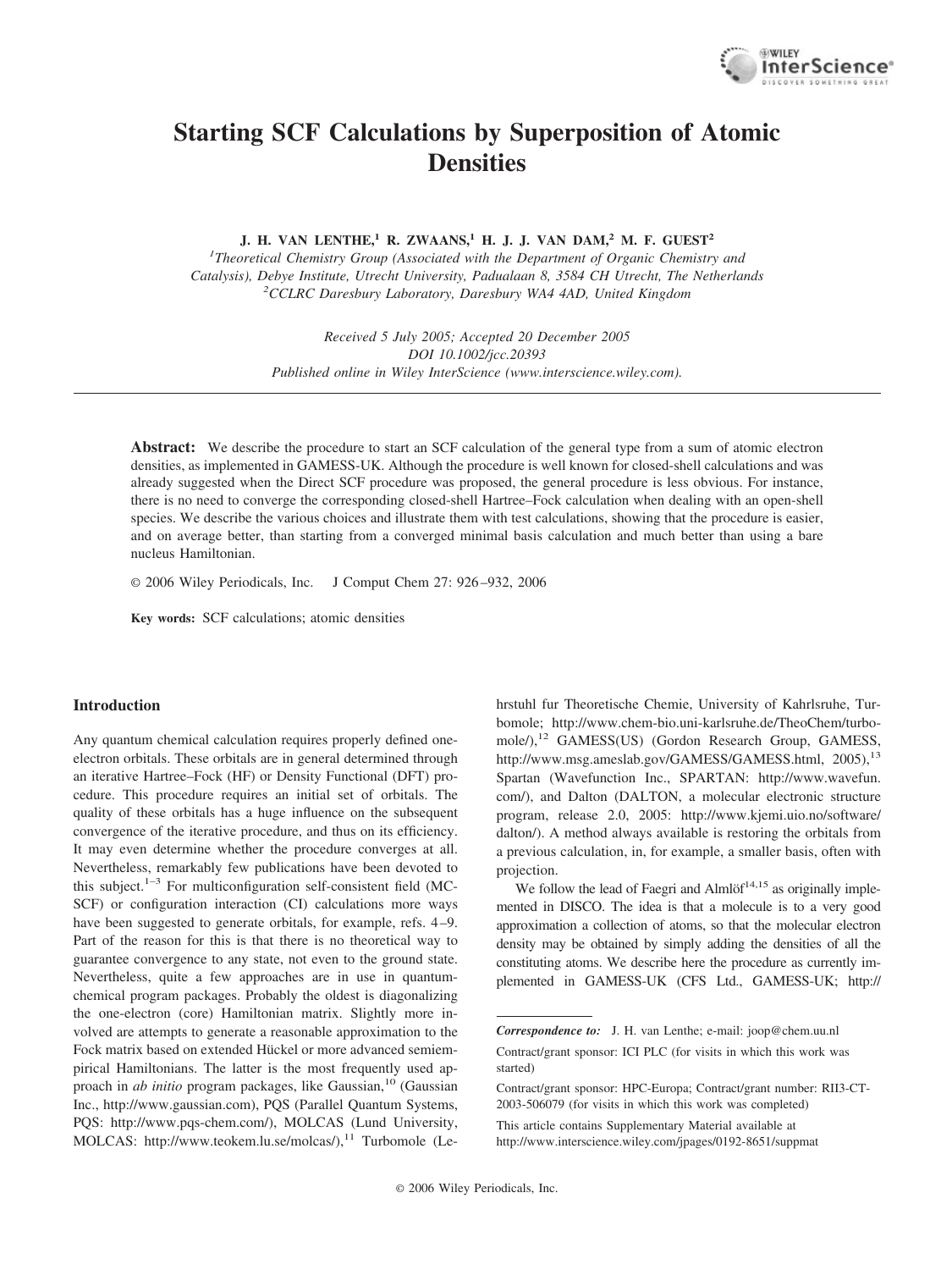# Starting SCF Calculations by Superposition of Atomic Densities

**J. H. VAN LENTHE,[1] R. ZWAANS,[1] H. J. J. VAN DAM,[2] M. F. GUEST[2]**

[1]*Theoretical Chemistry Group (Associated with the Department of Organic Chemistry and Catalysis), Debye Institute, Utrecht University, Padualaan 8, 3584 CH Utrecht, The Netherlands*
[2]*CCLRC Daresbury Laboratory, Daresbury WA4 4AD, United Kingdom*

*Received 5 July 2005; Accepted 20 December 2005*
*DOI 10.1002/jcc.20393*
*Published online in Wiley InterScience (www.interscience.wiley.com).*

---

**Abstract:** We describe the procedure to start an SCF calculation of the general type from a sum of atomic electron densities, as implemented in GAMESS-UK. Although the procedure is well known for closed-shell calculations and was already suggested when the Direct SCF procedure was proposed, the general procedure is less obvious. For instance, there is no need to converge the corresponding closed-shell Hartree–Fock calculation when dealing with an open-shell species. We describe the various choices and illustrate them with test calculations, showing that the procedure is easier, and on average better, than starting from a converged minimal basis calculation and much better than using a bare nucleus Hamiltonian.

© 2006 Wiley Periodicals, Inc. J Comput Chem 27: 926–932, 2006

**Key words:** SCF calculations; atomic densities

## Introduction

Any quantum chemical calculation requires properly defined one-electron orbitals. These orbitals are in general determined through an iterative Hartree–Fock (HF) or Density Functional (DFT) procedure. This procedure requires an initial set of orbitals. The quality of these orbitals has a huge influence on the subsequent convergence of the iterative procedure, and thus on its efficiency. It may even determine whether the procedure converges at all. Nevertheless, remarkably few publications have been devoted to this subject.[1–3] For multiconfiguration self-consistent field (MC-SCF) or configuration interaction (CI) calculations more ways have been suggested to generate orbitals, for example, refs. 4–9. Part of the reason for this is that there is no theoretical way to guarantee convergence to any state, not even to the ground state. Nevertheless, quite a few approaches are in use in quantum-chemical program packages. Probably the oldest is diagonalizing the one-electron (core) Hamiltonian matrix. Slightly more involved are attempts to generate a reasonable approximation to the Fock matrix based on extended Hückel or more advanced semiempirical Hamiltonians. The latter is the most frequently used approach in *ab initio* program packages, like Gaussian,[10] (Gaussian Inc., http://www.gaussian.com), PQS (Parallel Quantum Systems, PQS: http://www.pqs-chem.com/), MOLCAS (Lund University, MOLCAS: http://www.teokem.lu.se/molcas/),[11] Turbomole (Lehrstuhl fur Theoretische Chemie, University of Kahrlsruhe, Turbomole; http://www.chem-bio.uni-karlsruhe.de/TheoChem/turbomole/),[12] GAMESS(US) (Gordon Research Group, GAMESS, http://www.msg.ameslab.gov/GAMESS/GAMESS.html, 2005),[13] Spartan (Wavefunction Inc., SPARTAN: http://www.wavefun.com/), and Dalton (DALTON, a molecular electronic structure program, release 2.0, 2005: http://www.kjemi.uio.no/software/dalton/). A method always available is restoring the orbitals from a previous calculation, in, for example, a smaller basis, often with projection.

We follow the lead of Faegri and Almlöf[14,15] as originally implemented in DISCO. The idea is that a molecule is to a very good approximation a collection of atoms, so that the molecular electron density may be obtained by simply adding the densities of all the constituting atoms. We describe here the procedure as currently implemented in GAMESS-UK (CFS Ltd., GAMESS-UK; http://

---

***Correspondence to:*** J. H. van Lenthe; e-mail: joop@chem.uu.nl

Contract/grant sponsor: ICI PLC (for visits in which this work was started)

Contract/grant sponsor: HPC-Europa; Contract/grant number: RII3-CT-2003-506079 (for visits in which this work was completed)

This article contains Supplementary Material available at http://www.interscience.wiley.com/jpages/0192-8651/suppmat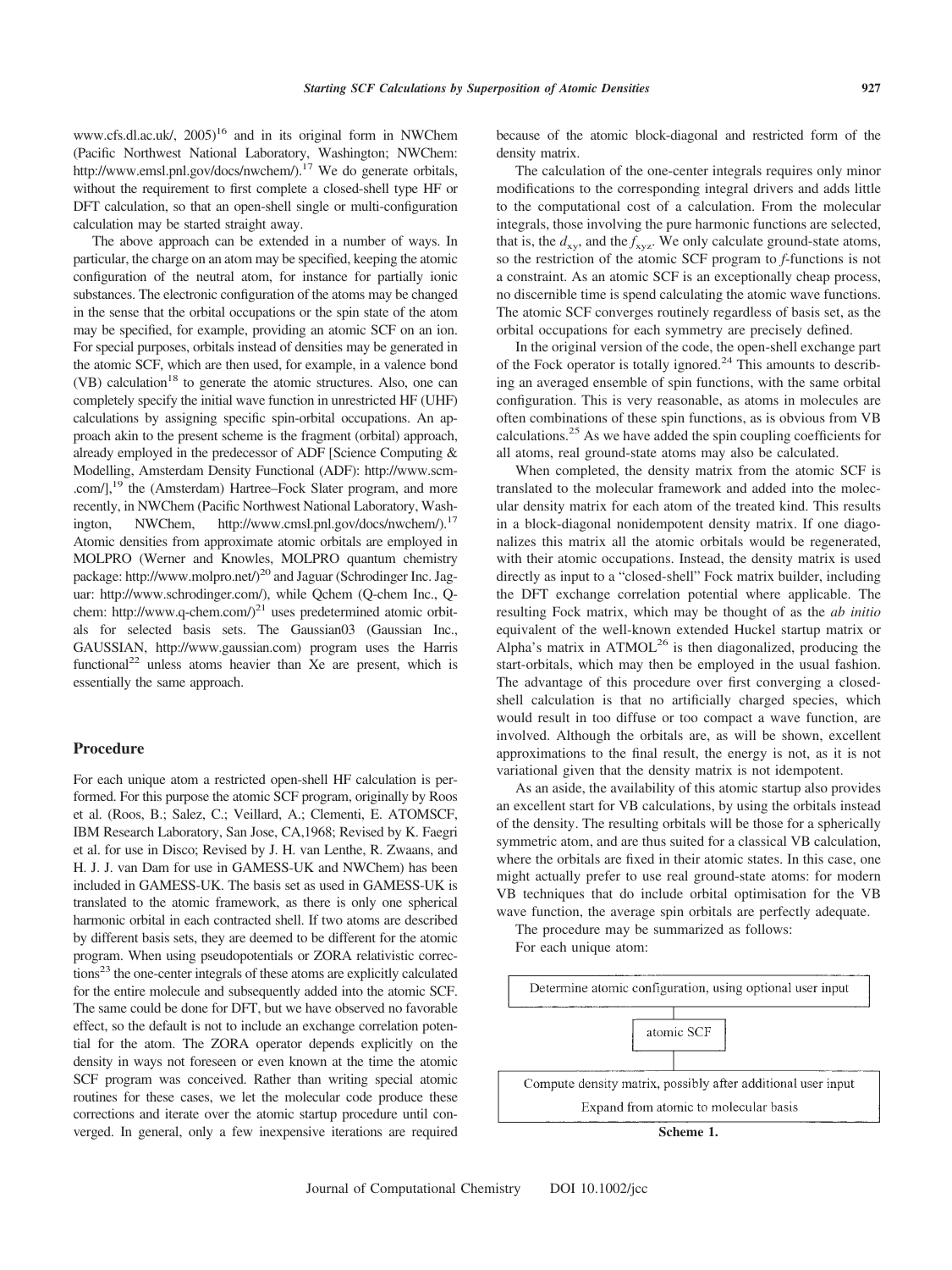www.cfs.dl.ac.uk/, 2005)[16] and in its original form in NWChem (Pacific Northwest National Laboratory, Washington; NWChem: http://www.emsl.pnl.gov/docs/nwchem/).[17] We do generate orbitals, without the requirement to first complete a closed-shell type HF or DFT calculation, so that an open-shell single or multi-configuration calculation may be started straight away.

The above approach can be extended in a number of ways. In particular, the charge on an atom may be specified, keeping the atomic configuration of the neutral atom, for instance for partially ionic substances. The electronic configuration of the atoms may be changed in the sense that the orbital occupations or the spin state of the atom may be specified, for example, providing an atomic SCF on an ion. For special purposes, orbitals instead of densities may be generated in the atomic SCF, which are then used, for example, in a valence bond (VB) calculation[18] to generate the atomic structures. Also, one can completely specify the initial wave function in unrestricted HF (UHF) calculations by assigning specific spin-orbital occupations. An approach akin to the present scheme is the fragment (orbital) approach, already employed in the predecessor of ADF [Science Computing & Modelling, Amsterdam Density Functional (ADF): http://www.scm-.com/],[19] the (Amsterdam) Hartree–Fock Slater program, and more recently, in NWChem (Pacific Northwest National Laboratory, Washington, NWChem, http://www.cmsl.pnl.gov/docs/nwchem/).[17] Atomic densities from approximate atomic orbitals are employed in MOLPRO (Werner and Knowles, MOLPRO quantum chemistry package: http://www.molpro.net/)[20] and Jaguar (Schrodinger Inc. Jaguar: http://www.schrodinger.com/), while Qchem (Q-chem Inc., Q-chem: http://www.q-chem.com/)[21] uses predetermined atomic orbitals for selected basis sets. The Gaussian03 (Gaussian Inc., GAUSSIAN, http://www.gaussian.com) program uses the Harris functional[22] unless atoms heavier than Xe are present, which is essentially the same approach.

## Procedure

For each unique atom a restricted open-shell HF calculation is performed. For this purpose the atomic SCF program, originally by Roos et al. (Roos, B.; Salez, C.; Veillard, A.; Clementi, E. ATOMSCF, IBM Research Laboratory, San Jose, CA,1968; Revised by K. Faegri et al. for use in Disco; Revised by J. H. van Lenthe, R. Zwaans, and H. J. J. van Dam for use in GAMESS-UK and NWChem) has been included in GAMESS-UK. The basis set as used in GAMESS-UK is translated to the atomic framework, as there is only one spherical harmonic orbital in each contracted shell. If two atoms are described by different basis sets, they are deemed to be different for the atomic program. When using pseudopotentials or ZORA relativistic corrections[23] the one-center integrals of these atoms are explicitly calculated for the entire molecule and subsequently added into the atomic SCF. The same could be done for DFT, but we have observed no favorable effect, so the default is not to include an exchange correlation potential for the atom. The ZORA operator depends explicitly on the density in ways not foreseen or even known at the time the atomic SCF program was conceived. Rather than writing special atomic routines for these cases, we let the molecular code produce these corrections and iterate over the atomic startup procedure until converged. In general, only a few inexpensive iterations are required because of the atomic block-diagonal and restricted form of the density matrix.

The calculation of the one-center integrals requires only minor modifications to the corresponding integral drivers and adds little to the computational cost of a calculation. From the molecular integrals, those involving the pure harmonic functions are selected, that is, the $d_{xy}$, and the $f_{xyz}$. We only calculate ground-state atoms, so the restriction of the atomic SCF program to *f*-functions is not a constraint. As an atomic SCF is an exceptionally cheap process, no discernible time is spend calculating the atomic wave functions. The atomic SCF converges routinely regardless of basis set, as the orbital occupations for each symmetry are precisely defined.

In the original version of the code, the open-shell exchange part of the Fock operator is totally ignored.[24] This amounts to describing an averaged ensemble of spin functions, with the same orbital configuration. This is very reasonable, as atoms in molecules are often combinations of these spin functions, as is obvious from VB calculations.[25] As we have added the spin coupling coefficients for all atoms, real ground-state atoms may also be calculated.

When completed, the density matrix from the atomic SCF is translated to the molecular framework and added into the molecular density matrix for each atom of the treated kind. This results in a block-diagonal nonidempotent density matrix. If one diagonalizes this matrix all the atomic orbitals would be regenerated, with their atomic occupations. Instead, the density matrix is used directly as input to a "closed-shell" Fock matrix builder, including the DFT exchange correlation potential where applicable. The resulting Fock matrix, which may be thought of as the *ab initio* equivalent of the well-known extended Huckel startup matrix or Alpha's matrix in ATMOL[26] is then diagonalized, producing the start-orbitals, which may then be employed in the usual fashion. The advantage of this procedure over first converging a closed-shell calculation is that no artificially charged species, which would result in too diffuse or too compact a wave function, are involved. Although the orbitals are, as will be shown, excellent approximations to the final result, the energy is not, as it is not variational given that the density matrix is not idempotent.

As an aside, the availability of this atomic startup also provides an excellent start for VB calculations, by using the orbitals instead of the density. The resulting orbitals will be those for a spherically symmetric atom, and are thus suited for a classical VB calculation, where the orbitals are fixed in their atomic states. In this case, one might actually prefer to use real ground-state atoms: for modern VB techniques that do include orbital optimisation for the VB wave function, the average spin orbitals are perfectly adequate.

The procedure may be summarized as follows:

For each unique atom:

Determine atomic configuration, using optional user input

atomic SCF

Compute density matrix, possibly after additional user input

Expand from atomic to molecular basis

**Scheme 1.**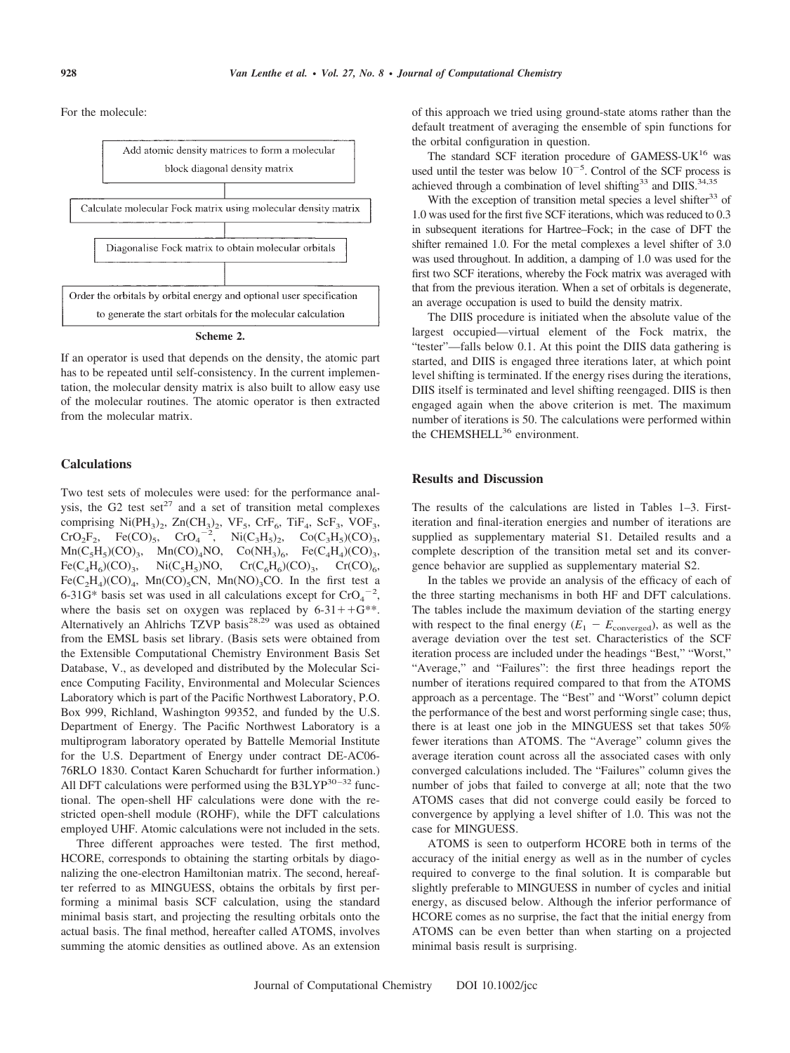For the molecule:

Add atomic density matrices to form a molecular block diagonal density matrix

Calculate molecular Fock matrix using molecular density matrix

Diagonalise Fock matrix to obtain molecular orbitals

Order the orbitals by orbital energy and optional user specification to generate the start orbitals for the molecular calculation

**Scheme 2.**

If an operator is used that depends on the density, the atomic part has to be repeated until self-consistency. In the current implementation, the molecular density matrix is also built to allow easy use of the molecular routines. The atomic operator is then extracted from the molecular matrix.

## Calculations

Two test sets of molecules were used: for the performance analysis, the G2 test set[27] and a set of transition metal complexes comprising $Ni(PH_3)_2$, $Zn(CH_3)_2$, $VF_5$, $CrF_6$, $TiF_4$, $ScF_3$, $VOF_3$, $CrO_2F_2$, $Fe(CO)_5$, $CrO_4^{-2}$, $Ni(C_3H_5)_2$, $Co(C_3H_5)(CO)_3$, $Mn(C_5H_5)(CO)_3$, $Mn(CO)_4NO$, $Co(NH_3)_6$, $Fe(C_4H_4)(CO)_3$, $Fe(C_4H_6)(CO)_3$, $Ni(C_5H_5)NO$, $Cr(C_6H_6)(CO)_3$, $Cr(CO)_6$, $Fe(C_2H_4)(CO)_4$, $Mn(CO)_5CN$, $Mn(NO)_3CO$. In the first test a 6-31G* basis set was used in all calculations except for $CrO_4^{-2}$, where the basis set on oxygen was replaced by 6-31++G**. Alternatively an Ahlrichs TZVP basis[28,29] was used as obtained from the EMSL basis set library. (Basis sets were obtained from the Extensible Computational Chemistry Environment Basis Set Database, V., as developed and distributed by the Molecular Science Computing Facility, Environmental and Molecular Sciences Laboratory which is part of the Pacific Northwest Laboratory, P.O. Box 999, Richland, Washington 99352, and funded by the U.S. Department of Energy. The Pacific Northwest Laboratory is a multiprogram laboratory operated by Battelle Memorial Institute for the U.S. Department of Energy under contract DE-AC06-76RLO 1830. Contact Karen Schuchardt for further information.) All DFT calculations were performed using the B3LYP[30–32] functional. The open-shell HF calculations were done with the restricted open-shell module (ROHF), while the DFT calculations employed UHF. Atomic calculations were not included in the sets.

Three different approaches were tested. The first method, HCORE, corresponds to obtaining the starting orbitals by diagonalizing the one-electron Hamiltonian matrix. The second, hereafter referred to as MINGUESS, obtains the orbitals by first performing a minimal basis SCF calculation, using the standard minimal basis start, and projecting the resulting orbitals onto the actual basis. The final method, hereafter called ATOMS, involves summing the atomic densities as outlined above. As an extension of this approach we tried using ground-state atoms rather than the default treatment of averaging the ensemble of spin functions for the orbital configuration in question.

The standard SCF iteration procedure of GAMESS-UK[16] was used until the tester was below $10^{-5}$. Control of the SCF process is achieved through a combination of level shifting[33] and DIIS.[34,35]

With the exception of transition metal species a level shifter[33] of 1.0 was used for the first five SCF iterations, which was reduced to 0.3 in subsequent iterations for Hartree–Fock; in the case of DFT the shifter remained 1.0. For the metal complexes a level shifter of 3.0 was used throughout. In addition, a damping of 1.0 was used for the first two SCF iterations, whereby the Fock matrix was averaged with that from the previous iteration. When a set of orbitals is degenerate, an average occupation is used to build the density matrix.

The DIIS procedure is initiated when the absolute value of the largest occupied—virtual element of the Fock matrix, the "tester"—falls below 0.1. At this point the DIIS data gathering is started, and DIIS is engaged three iterations later, at which point level shifting is terminated. If the energy rises during the iterations, DIIS itself is terminated and level shifting reengaged. DIIS is then engaged again when the above criterion is met. The maximum number of iterations is 50. The calculations were performed within the CHEMSHELL[36] environment.

## Results and Discussion

The results of the calculations are listed in Tables 1–3. First-iteration and final-iteration energies and number of iterations are supplied as supplementary material S1. Detailed results and a complete description of the transition metal set and its convergence behavior are supplied as supplementary material S2.

In the tables we provide an analysis of the efficacy of each of the three starting mechanisms in both HF and DFT calculations. The tables include the maximum deviation of the starting energy with respect to the final energy ($E_1 - E_{converged}$), as well as the average deviation over the test set. Characteristics of the SCF iteration process are included under the headings "Best," "Worst," "Average," and "Failures": the first three headings report the number of iterations required compared to that from the ATOMS approach as a percentage. The "Best" and "Worst" column depict the performance of the best and worst performing single case; thus, there is at least one job in the MINGUESS set that takes 50% fewer iterations than ATOMS. The "Average" column gives the average iteration count across all the associated cases with only converged calculations included. The "Failures" column gives the number of jobs that failed to converge at all; note that the two ATOMS cases that did not converge could easily be forced to convergence by applying a level shifter of 1.0. This was not the case for MINGUESS.

ATOMS is seen to outperform HCORE both in terms of the accuracy of the initial energy as well as in the number of cycles required to converge to the final solution. It is comparable but slightly preferable to MINGUESS in number of cycles and initial energy, as discused below. Although the inferior performance of HCORE comes as no surprise, the fact that the initial energy from ATOMS can be even better than when starting on a projected minimal basis result is surprising.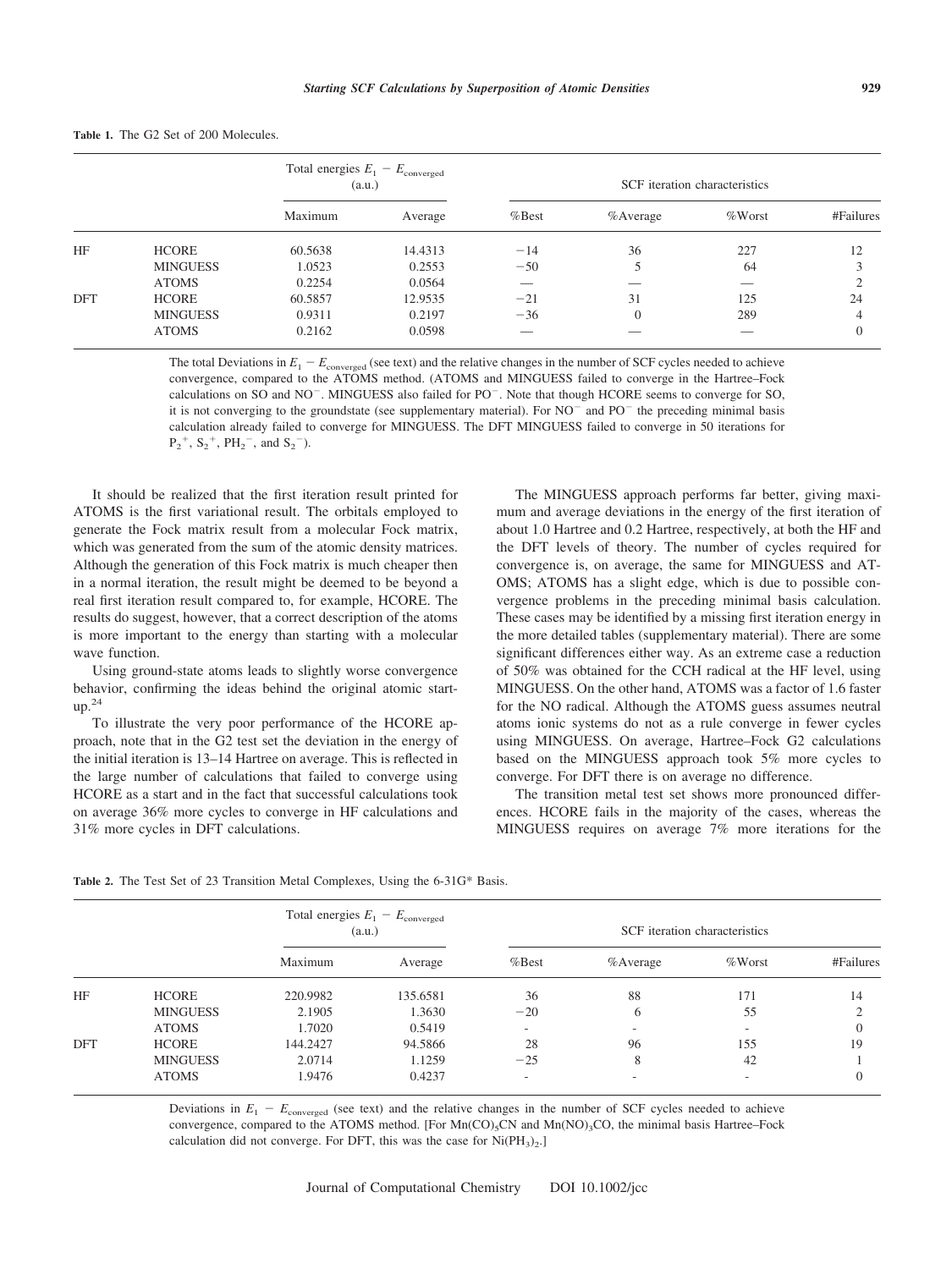**Table 1.** The G2 Set of 200 Molecules.

| | | Total energies $E_1 - E_{\text{converged}}$ (a.u.) | | SCF iteration characteristics | | | |
|---|---|---|---|---|---|---|---|
| | | Maximum | Average | %Best | %Average | %Worst | #Failures |
| HF | HCORE | 60.5638 | 14.4313 | −14 | 36 | 227 | 12 |
| | MINGUESS | 1.0523 | 0.2553 | −50 | 5 | 64 | 3 |
| | ATOMS | 0.2254 | 0.0564 | — | — | — | 2 |
| DFT | HCORE | 60.5857 | 12.9535 | −21 | 31 | 125 | 24 |
| | MINGUESS | 0.9311 | 0.2197 | −36 | 0 | 289 | 4 |
| | ATOMS | 0.2162 | 0.0598 | — | — | — | 0 |

The total Deviations in $E_1 - E_{\text{converged}}$ (see text) and the relative changes in the number of SCF cycles needed to achieve convergence, compared to the ATOMS method. (ATOMS and MINGUESS failed to converge in the Hartree–Fock calculations on SO and $NO^-$. MINGUESS also failed for $PO^-$. Note that though HCORE seems to converge for SO, it is not converging to the groundstate (see supplementary material). For $NO^-$ and $PO^-$ the preceding minimal basis calculation already failed to converge for MINGUESS. The DFT MINGUESS failed to converge in 50 iterations for $P_2^+$, $S_2^+$, $PH_2^-$, and $S_2^-$).

It should be realized that the first iteration result printed for ATOMS is the first variational result. The orbitals employed to generate the Fock matrix result from a molecular Fock matrix, which was generated from the sum of the atomic density matrices. Although the generation of this Fock matrix is much cheaper then in a normal iteration, the result might be deemed to be beyond a real first iteration result compared to, for example, HCORE. The results do suggest, however, that a correct description of the atoms is more important to the energy than starting with a molecular wave function.

Using ground-state atoms leads to slightly worse convergence behavior, confirming the ideas behind the original atomic start-up.[24]

To illustrate the very poor performance of the HCORE approach, note that in the G2 test set the deviation in the energy of the initial iteration is 13–14 Hartree on average. This is reflected in the large number of calculations that failed to converge using HCORE as a start and in the fact that successful calculations took on average 36% more cycles to converge in HF calculations and 31% more cycles in DFT calculations.

The MINGUESS approach performs far better, giving maximum and average deviations in the energy of the first iteration of about 1.0 Hartree and 0.2 Hartree, respectively, at both the HF and the DFT levels of theory. The number of cycles required for convergence is, on average, the same for MINGUESS and ATOMS; ATOMS has a slight edge, which is due to possible convergence problems in the preceding minimal basis calculation. These cases may be identified by a missing first iteration energy in the more detailed tables (supplementary material). There are some significant differences either way. As an extreme case a reduction of 50% was obtained for the CCH radical at the HF level, using MINGUESS. On the other hand, ATOMS was a factor of 1.6 faster for the NO radical. Although the ATOMS guess assumes neutral atoms ionic systems do not as a rule converge in fewer cycles using MINGUESS. On average, Hartree–Fock G2 calculations based on the MINGUESS approach took 5% more cycles to converge. For DFT there is on average no difference.

The transition metal test set shows more pronounced differences. HCORE fails in the majority of the cases, whereas the MINGUESS requires on average 7% more iterations for the

**Table 2.** The Test Set of 23 Transition Metal Complexes, Using the 6-31G* Basis.

| | | Total energies $E_1 - E_{\text{converged}}$ (a.u.) | | SCF iteration characteristics | | | |
|---|---|---|---|---|---|---|---|
| | | Maximum | Average | %Best | %Average | %Worst | #Failures |
| HF | HCORE | 220.9982 | 135.6581 | 36 | 88 | 171 | 14 |
| | MINGUESS | 2.1905 | 1.3630 | −20 | 6 | 55 | 2 |
| | ATOMS | 1.7020 | 0.5419 | - | - | - | 0 |
| DFT | HCORE | 144.2427 | 94.5866 | 28 | 96 | 155 | 19 |
| | MINGUESS | 2.0714 | 1.1259 | −25 | 8 | 42 | 1 |
| | ATOMS | 1.9476 | 0.4237 | - | - | - | 0 |

Deviations in $E_1 - E_{\text{converged}}$ (see text) and the relative changes in the number of SCF cycles needed to achieve convergence, compared to the ATOMS method. [For $Mn(CO)_5CN$ and $Mn(NO)_3CO$, the minimal basis Hartree–Fock calculation did not converge. For DFT, this was the case for $Ni(PH_3)_2$.]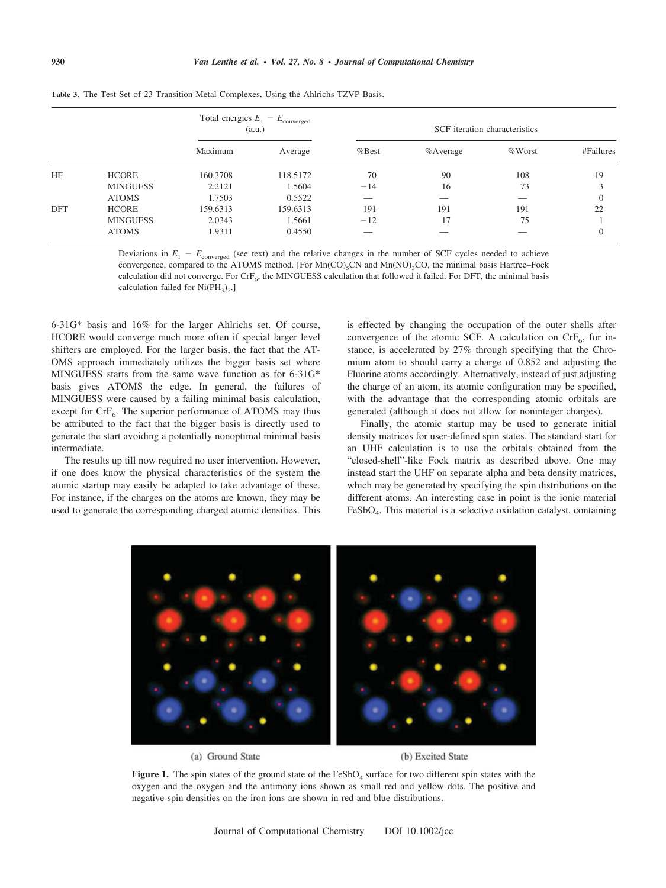**Table 3.** The Test Set of 23 Transition Metal Complexes, Using the Ahlrichs TZVP Basis.

| | | Total energies $E_1 - E_{\text{converged}}$ (a.u.) | | SCF iteration characteristics | | | |
|---|---|---|---|---|---|---|---|
| | | Maximum | Average | %Best | %Average | %Worst | #Failures |
| HF | HCORE | 160.3708 | 118.5172 | 70 | 90 | 108 | 19 |
| | MINGUESS | 2.2121 | 1.5604 | −14 | 16 | 73 | 3 |
| | ATOMS | 1.7503 | 0.5522 | — | — | — | 0 |
| DFT | HCORE | 159.6313 | 159.6313 | 191 | 191 | 191 | 22 |
| | MINGUESS | 2.0343 | 1.5661 | −12 | 17 | 75 | 1 |
| | ATOMS | 1.9311 | 0.4550 | — | — | — | 0 |

Deviations in $E_1 - E_{\text{converged}}$ (see text) and the relative changes in the number of SCF cycles needed to achieve convergence, compared to the ATOMS method. [For $Mn(CO)_5CN$ and $Mn(NO)_3CO$, the minimal basis Hartree–Fock calculation did not converge. For $CrF_6$, the MINGUESS calculation that followed it failed. For DFT, the minimal basis calculation failed for $Ni(PH_3)_2$.]

6-31G* basis and 16% for the larger Ahlrichs set. Of course, HCORE would converge much more often if special larger level shifters are employed. For the larger basis, the fact that the ATOMS approach immediately utilizes the bigger basis set where MINGUESS starts from the same wave function as for 6-31G* basis gives ATOMS the edge. In general, the failures of MINGUESS were caused by a failing minimal basis calculation, except for $CrF_6$. The superior performance of ATOMS may thus be attributed to the fact that the bigger basis is directly used to generate the start avoiding a potentially nonoptimal minimal basis intermediate.

The results up till now required no user intervention. However, if one does know the physical characteristics of the system the atomic startup may easily be adapted to take advantage of these. For instance, if the charges on the atoms are known, they may be used to generate the corresponding charged atomic densities. This is effected by changing the occupation of the outer shells after convergence of the atomic SCF. A calculation on $CrF_6$, for instance, is accelerated by 27% through specifying that the Chromium atom to should carry a charge of 0.852 and adjusting the Fluorine atoms accordingly. Alternatively, instead of just adjusting the charge of an atom, its atomic configuration may be specified, with the advantage that the corresponding atomic orbitals are generated (although it does not allow for noninteger charges).

Finally, the atomic startup may be used to generate initial density matrices for user-defined spin states. The standard start for an UHF calculation is to use the orbitals obtained from the "closed-shell"-like Fock matrix as described above. One may instead start the UHF on separate alpha and beta density matrices, which may be generated by specifying the spin distributions on the different atoms. An interesting case in point is the ionic material $FeSbO_4$. This material is a selective oxidation catalyst, containing

(a) Ground State (b) Excited State

**Figure 1.** The spin states of the ground state of the $FeSbO_4$ surface for two different spin states with the oxygen and the oxygen and the antimony ions shown as small red and yellow dots. The positive and negative spin densities on the iron ions are shown in red and blue distributions.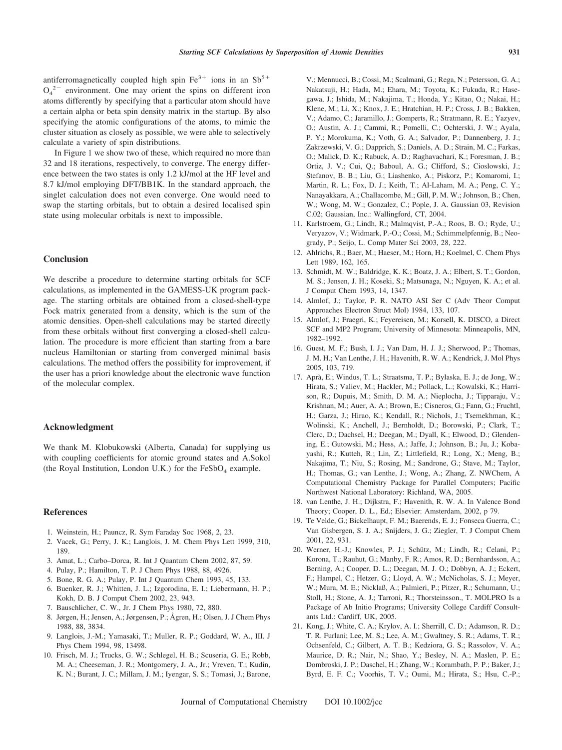antiferromagnetically coupled high spin $Fe^{3+}$ ions in an $Sb^{5+}$ $O_4^{2-}$ environment. One may orient the spins on different iron atoms differently by specifying that a particular atom should have a certain alpha or beta spin density matrix in the startup. By also specifying the atomic configurations of the atoms, to mimic the cluster situation as closely as possible, we were able to selectively calculate a variety of spin distributions.

In Figure 1 we show two of these, which required no more than 32 and 18 iterations, respectively, to converge. The energy difference between the two states is only 1.2 kJ/mol at the HF level and 8.7 kJ/mol employing DFT/BB1K. In the standard approach, the singlet calculation does not even converge. One would need to swap the starting orbitals, but to obtain a desired localised spin state using molecular orbitals is next to impossible.

## Conclusion

We describe a procedure to determine starting orbitals for SCF calculations, as implemented in the GAMESS-UK program package. The starting orbitals are obtained from a closed-shell-type Fock matrix generated from a density, which is the sum of the atomic densities. Open-shell calculations may be started directly from these orbitals without first converging a closed-shell calculation. The procedure is more efficient than starting from a bare nucleus Hamiltonian or starting from converged minimal basis calculations. The method offers the possibility for improvement, if the user has a priori knowledge about the electronic wave function of the molecular complex.

## Acknowledgment

We thank M. Klobukowski (Alberta, Canada) for supplying us with coupling coefficients for atomic ground states and A.Sokol (the Royal Institution, London U.K.) for the $FeSbO_4$ example.

## References

1. Weinstein, H.; Pauncz, R. Sym Faraday Soc 1968, 2, 23.
2. Vacek, G.; Perry, J. K.; Langlois, J. M. Chem Phys Lett 1999, 310, 189.
3. Amat, L.; Carbo–Dorca, R. Int J Quantum Chem 2002, 87, 59.
4. Pulay, P.; Hamilton, T. P. J Chem Phys 1988, 88, 4926.
5. Bone, R. G. A.; Pulay, P. Int J Quantum Chem 1993, 45, 133.
6. Buenker, R. J.; Whitten, J. L.; Izgorodina, E. I.; Liebermann, H. P.; Kokh, D. B. J Comput Chem 2002, 23, 943.
7. Bauschlicher, C. W., Jr. J Chem Phys 1980, 72, 880.
8. Jørgen, H.; Jensen, A.; Jørgensen, P.; Ågren, H.; Olsen, J. J Chem Phys 1988, 88, 3834.
9. Langlois, J.-M.; Yamasaki, T.; Muller, R. P.; Goddard, W. A., III. J Phys Chem 1994, 98, 13498.
10. Frisch, M. J.; Trucks, G. W.; Schlegel, H. B.; Scuseria, G. E.; Robb, M. A.; Cheeseman, J. R.; Montgomery, J. A., Jr.; Vreven, T.; Kudin, K. N.; Burant, J. C.; Millam, J. M.; Iyengar, S. S.; Tomasi, J.; Barone, V.; Mennucci, B.; Cossi, M.; Scalmani, G.; Rega, N.; Petersson, G. A.; Nakatsuji, H.; Hada, M.; Ehara, M.; Toyota, K.; Fukuda, R.; Hasegawa, J.; Ishida, M.; Nakajima, T.; Honda, Y.; Kitao, O.; Nakai, H.; Klene, M.; Li, X.; Knox, J. E.; Hratchian, H. P.; Cross, J. B.; Bakken, V.; Adamo, C.; Jaramillo, J.; Gomperts, R.; Stratmann, R. E.; Yazyev, O.; Austin, A. J.; Cammi, R.; Pomelli, C.; Ochterski, J. W.; Ayala, P. Y.; Morokuma, K.; Voth, G. A.; Salvador, P.; Dannenberg, J. J.; Zakrzewski, V. G.; Dapprich, S.; Daniels, A. D.; Strain, M. C.; Farkas, O.; Malick, D. K.; Rabuck, A. D.; Raghavachari, K.; Foresman, J. B.; Ortiz, J. V.; Cui, Q.; Baboul, A. G.; Clifford, S.; Cioslowski, J.; Stefanov, B. B.; Liu, G.; Liashenko, A.; Piskorz, P.; Komaromi, I.; Martin, R. L.; Fox, D. J.; Keith, T.; Al-Laham, M. A.; Peng, C. Y.; Nanayakkara, A.; Challacombe, M.; Gill, P. M. W.; Johnson, B.; Chen, W.; Wong, M. W.; Gonzalez, C.; Pople, J. A. Gaussian 03, Revision C.02; Gaussian, Inc.: Wallingford, CT, 2004.
11. Karlstroem, G.; Lindh, R.; Malmqvist, P.-A.; Roos, B. O.; Ryde, U.; Veryazov, V.; Widmark, P.-O.; Cossi, M.; Schimmelpfennig, B.; Neogrady, P.; Seijo, L. Comp Mater Sci 2003, 28, 222.
12. Ahlrichs, R.; Baer, M.; Haeser, M.; Horn, H.; Koelmel, C. Chem Phys Lett 1989, 162, 165.
13. Schmidt, M. W.; Baldridge, K. K.; Boatz, J. A.; Elbert, S. T.; Gordon, M. S.; Jensen, J. H.; Koseki, S.; Matsunaga, N.; Nguyen, K. A.; et al. J Comput Chem 1993, 14, 1347.
14. Almlof, J.; Taylor, P. R. NATO ASI Ser C (Adv Theor Comput Approaches Electron Struct Mol) 1984, 133, 107.
15. Almlof, J.; Fraegri, K.; Feyereisen, M.; Korsell, K. DISCO, a Direct SCF and MP2 Program; University of Minnesota: Minneapolis, MN, 1982–1992.
16. Guest, M. F.; Bush, I. J.; Van Dam, H. J. J.; Sherwood, P.; Thomas, J. M. H.; Van Lenthe, J. H.; Havenith, R. W. A.; Kendrick, J. Mol Phys 2005, 103, 719.
17. Aprà, E.; Windus, T. L.; Straatsma, T. P.; Bylaska, E. J.; de Jong, W.; Hirata, S.; Valiev, M.; Hackler, M.; Pollack, L.; Kowalski, K.; Harrison, R.; Dupuis, M.; Smith, D. M. A.; Nieplocha, J.; Tipparaju, V.; Krishnan, M.; Auer, A. A.; Brown, E.; Cisneros, G.; Fann, G.; Fruchtl, H.; Garza, J.; Hirao, K.; Kendall, R.; Nichols, J.; Tsemekhman, K.; Wolinski, K.; Anchell, J.; Bernholdt, D.; Borowski, P.; Clark, T.; Clerc, D.; Dachsel, H.; Deegan, M.; Dyall, K.; Elwood, D.; Glendening, E.; Gutowski, M.; Hess, A.; Jaffe, J.; Johnson, B.; Ju, J.; Kobayashi, R.; Kutteh, R.; Lin, Z.; Littlefield, R.; Long, X.; Meng, B.; Nakajima, T.; Niu, S.; Rosing, M.; Sandrone, G.; Stave, M.; Taylor, H.; Thomas, G.; van Lenthe, J.; Wong, A.; Zhang, Z. NWChem, A Computational Chemistry Package for Parallel Computers; Pacific Northwest National Laboratory: Richland, WA, 2005.
18. van Lenthe, J. H.; Dijkstra, F.; Havenith, R. W. A. In Valence Bond Theory; Cooper, D. L., Ed.; Elsevier: Amsterdam, 2002, p 79.
19. Te Velde, G.; Bickelhaupt, F. M.; Baerends, E. J.; Fonseca Guerra, C.; Van Gisbergen, S. J. A.; Snijders, J. G.; Ziegler, T. J Comput Chem 2001, 22, 931.
20. Werner, H.-J.; Knowles, P. J.; Schütz, M.; Lindh, R.; Celani, P.; Korona, T.; Rauhut, G.; Manby, F. R.; Amos, R. D.; Bernhardsson, A.; Berning, A.; Cooper, D. L.; Deegan, M. J. O.; Dobbyn, A. J.; Eckert, F.; Hampel, C.; Hetzer, G.; Lloyd, A. W.; McNicholas, S. J.; Meyer, W.; Mura, M. E.; Nicklaß, A.; Palmieri, P.; Pitzer, R.; Schumann, U.; Stoll, H.; Stone, A. J.; Tarroni, R.; Thorsteinsson., T. MOLPRO Is a Package of Ab Initio Programs; University College Cardiff Consultants Ltd.: Cardiff, UK, 2005.
21. Kong, J.; White, C. A.; Krylov, A. I.; Sherrill, C. D.; Adamson, R. D.; T. R. Furlani; Lee, M. S.; Lee, A. M.; Gwaltney, S. R.; Adams, T. R.; Ochsenfeld, C.; Gilbert, A. T. B.; Kedziora, G. S.; Rassolov, V. A.; Maurice, D. R.; Nair, N.; Shao, Y.; Besley, N. A.; Maslen, P. E.; Dombroski, J. P.; Daschel, H.; Zhang, W.; Korambath, P. P.; Baker, J.; Byrd, E. F. C.; Voorhis, T. V.; Oumi, M.; Hirata, S.; Hsu, C.-P.;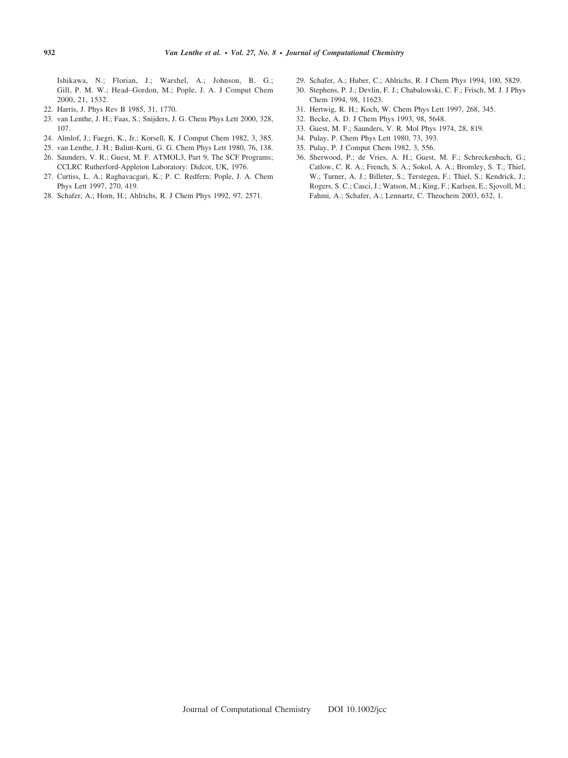Ishikawa, N.; Florian, J.; Warshel, A.; Johnson, B. G.; Gill, P. M. W.; Head–Gordon, M.; Pople, J. A. J Comput Chem 2000, 21, 1532.

22. Harris, J. Phys Rev B 1985, 31, 1770.
23. van Lenthe, J. H.; Faas, S.; Snijders, J. G. Chem Phys Lett 2000, 328, 107.
24. Almlof, J.; Faegri, K., Jr.; Korsell, K. J Comput Chem 1982, 3, 385.
25. van Lenthe, J. H.; Balint-Kurti, G. G. Chem Phys Lett 1980, 76, 138.
26. Saunders, V. R.; Guest, M. F. ATMOL3, Part 9, The SCF Programs; CCLRC Rutherford-Appleton Laboratory: Didcot, UK, 1976.
27. Curtiss, L. A.; Raghavacgari, K.; P. C. Redfern; Pople, J. A. Chem Phys Lett 1997, 270, 419.
28. Schafer, A.; Horn, H.; Ahlrichs, R. J Chem Phys 1992, 97, 2571.
29. Schafer, A.; Huber, C.; Ahlrichs, R. J Chem Phys 1994, 100, 5829.
30. Stephens, P. J.; Devlin, F. J.; Chabalowski, C. F.; Frisch, M. J. J Phys Chem 1994, 98, 11623.
31. Hertwig, R. H.; Koch, W. Chem Phys Lett 1997, 268, 345.
32. Becke, A. D. J Chem Phys 1993, 98, 5648.
33. Guest, M. F.; Saunders, V. R. Mol Phys 1974, 28, 819.
34. Pulay, P. Chem Phys Lett 1980, 73, 393.
35. Pulay, P. J Comput Chem 1982, 3, 556.
36. Sherwood, P.; de Vries, A. H.; Guest, M. F.; Schreckenbach, G.; Catlow, C. R. A.; French, S. A.; Sokol, A. A.; Bromley, S. T.; Thiel, W.; Turner, A. J.; Billeter, S.; Terstegen, F.; Thiel, S.; Kendrick, J.; Rogers, S. C.; Casci, J.; Watson, M.; King, F.; Karlsen, E.; Sjovoll, M.; Fahmi, A.; Schafer, A.; Lennartz, C. Theochem 2003, 632, 1.